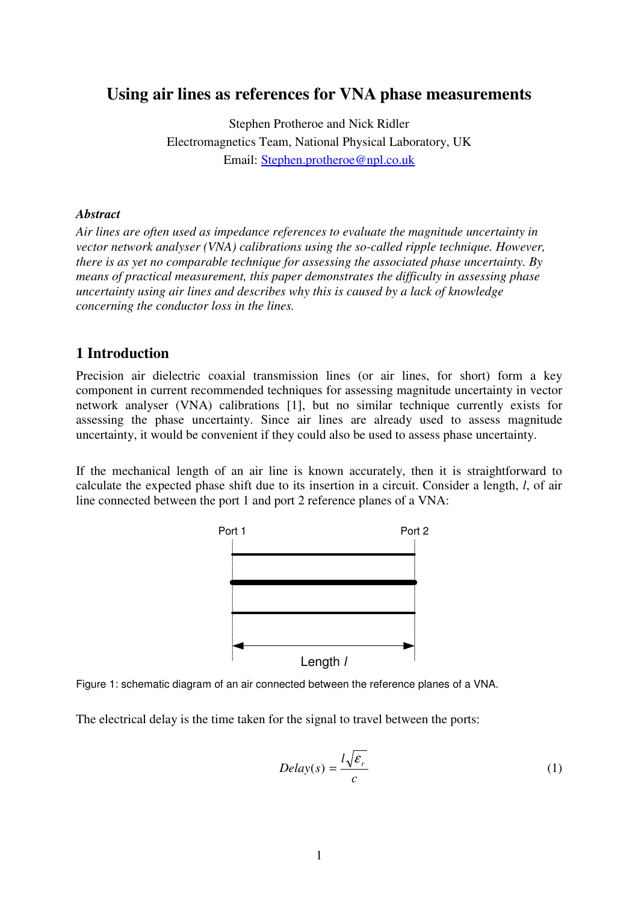# Using air lines as references for VNA phase measurements

Stephen Protheroe and Nick Ridler

Electromagnetics Team, National Physical Laboratory, UK

Email: Stephen.protheroe@npl.co.uk

***Abstract***

*Air lines are often used as impedance references to evaluate the magnitude uncertainty in vector network analyser (VNA) calibrations using the so-called ripple technique. However, there is as yet no comparable technique for assessing the associated phase uncertainty. By means of practical measurement, this paper demonstrates the difficulty in assessing phase uncertainty using air lines and describes why this is caused by a lack of knowledge concerning the conductor loss in the lines.*

## 1 Introduction

Precision air dielectric coaxial transmission lines (or air lines, for short) form a key component in current recommended techniques for assessing magnitude uncertainty in vector network analyser (VNA) calibrations [1], but no similar technique currently exists for assessing the phase uncertainty. Since air lines are already used to assess magnitude uncertainty, it would be convenient if they could also be used to assess phase uncertainty.

If the mechanical length of an air line is known accurately, then it is straightforward to calculate the expected phase shift due to its insertion in a circuit. Consider a length, $l$, of air line connected between the port 1 and port 2 reference planes of a VNA:

Figure 1: schematic diagram of an air connected between the reference planes of a VNA.

The electrical delay is the time taken for the signal to travel between the ports:

$$Delay(s) = \frac{l\sqrt{\varepsilon_r}}{c} \tag{1}$$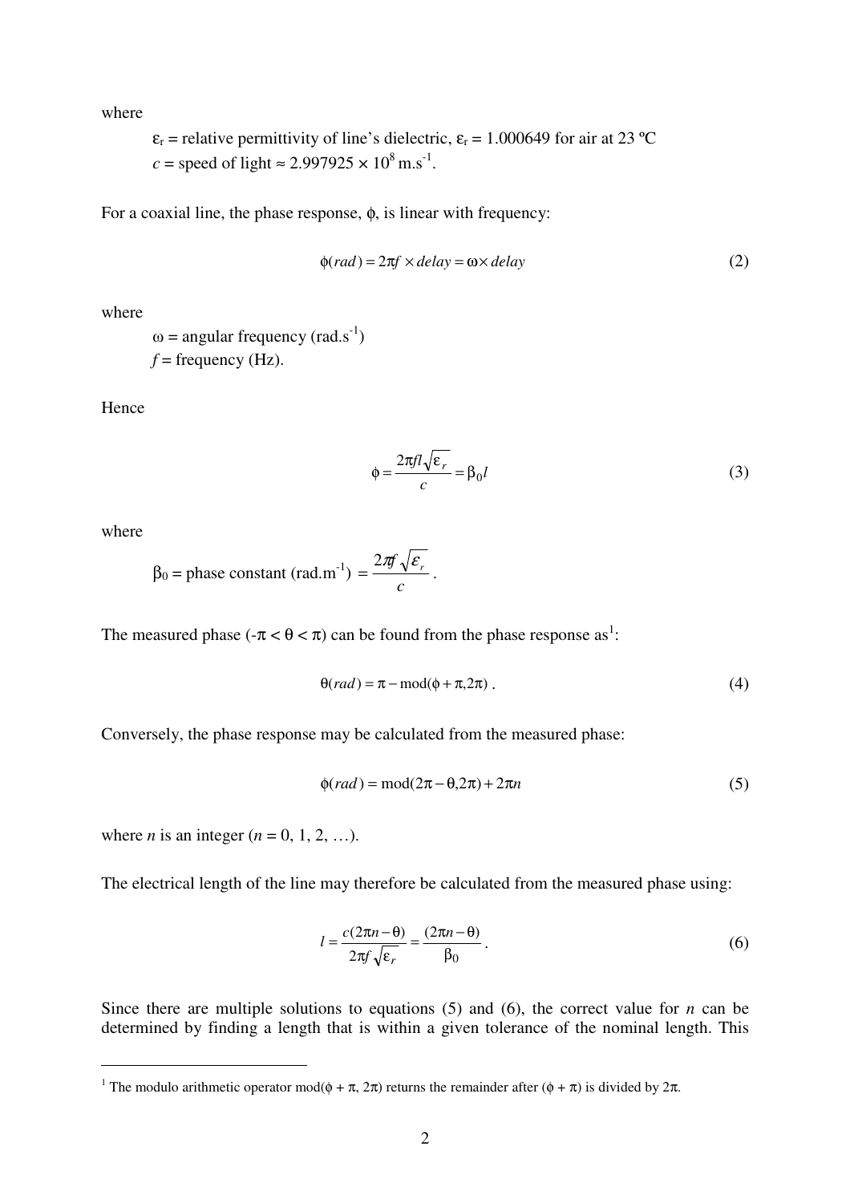where

> $\varepsilon_r$ = relative permittivity of line's dielectric, $\varepsilon_r = 1.000649$ for air at 23 ºC
> $c$ = speed of light $\approx 2.997925 \times 10^8$ m.s$^{-1}$.

For a coaxial line, the phase response, $\phi$, is linear with frequency:

$$\phi(rad) = 2\pi f \times delay = \omega \times delay \tag{2}$$

where

> $\omega$ = angular frequency (rad.s$^{-1}$)
> $f$ = frequency (Hz).

Hence

$$\phi = \frac{2\pi f l \sqrt{\varepsilon_r}}{c} = \beta_0 l \tag{3}$$

where

> $\beta_0$ = phase constant (rad.m$^{-1}$) $= \dfrac{2\pi f \sqrt{\varepsilon_r}}{c}$ .

The measured phase ($-\pi < \theta < \pi$) can be found from the phase response as[1]:

$$\theta(rad) = \pi - \text{mod}(\phi + \pi, 2\pi) \ . \tag{4}$$

Conversely, the phase response may be calculated from the measured phase:

$$\phi(rad) = \text{mod}(2\pi - \theta, 2\pi) + 2\pi n \tag{5}$$

where $n$ is an integer ($n = 0, 1, 2, \ldots$).

The electrical length of the line may therefore be calculated from the measured phase using:

$$l = \frac{c(2\pi n - \theta)}{2\pi f \sqrt{\varepsilon_r}} = \frac{(2\pi n - \theta)}{\beta_0} \ . \tag{6}$$

Since there are multiple solutions to equations (5) and (6), the correct value for $n$ can be determined by finding a length that is within a given tolerance of the nominal length. This

---

[1] The modulo arithmetic operator mod($\phi + \pi$, $2\pi$) returns the remainder after ($\phi + \pi$) is divided by $2\pi$.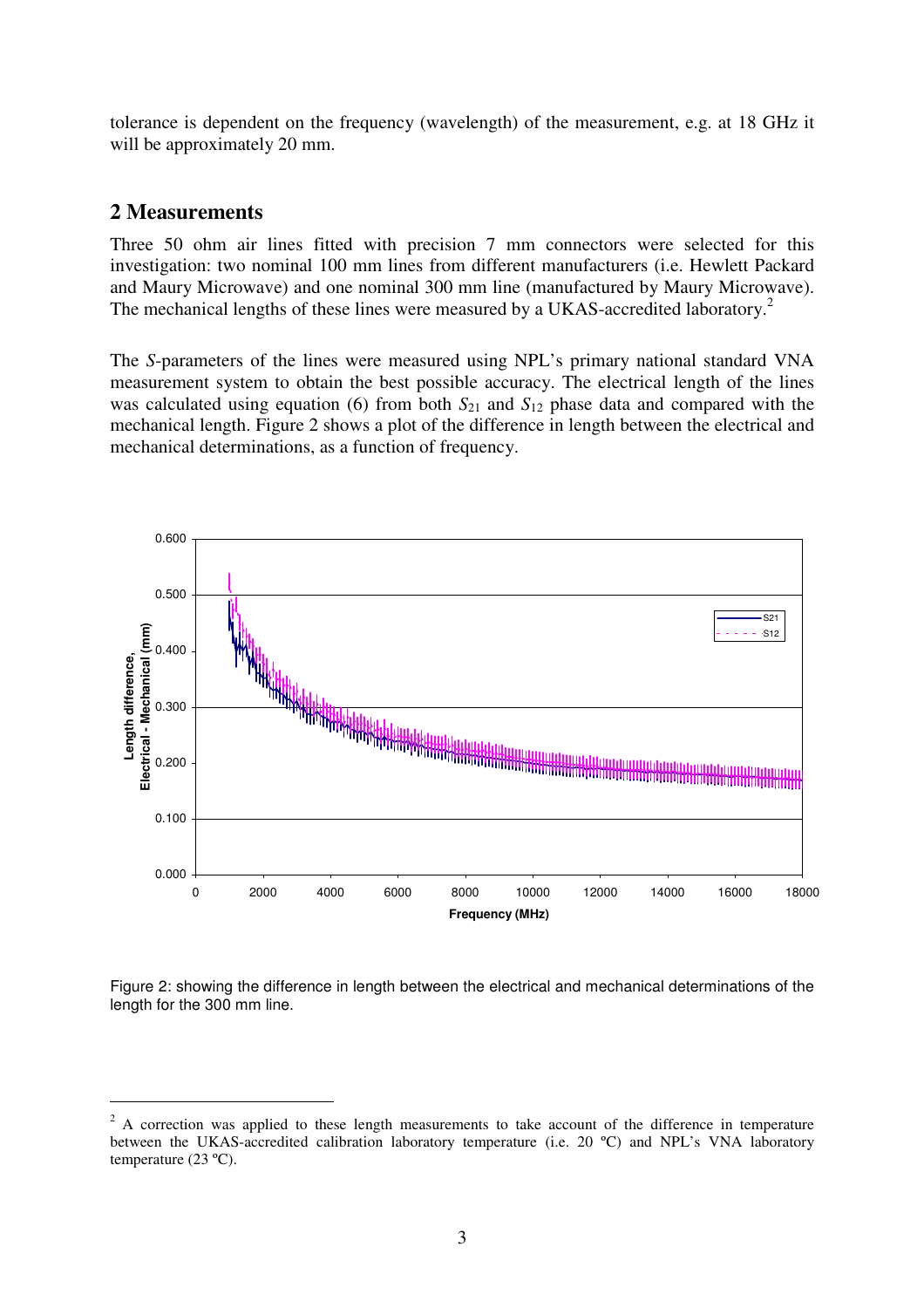tolerance is dependent on the frequency (wavelength) of the measurement, e.g. at 18 GHz it will be approximately 20 mm.

## 2 Measurements

Three 50 ohm air lines fitted with precision 7 mm connectors were selected for this investigation: two nominal 100 mm lines from different manufacturers (i.e. Hewlett Packard and Maury Microwave) and one nominal 300 mm line (manufactured by Maury Microwave). The mechanical lengths of these lines were measured by a UKAS-accredited laboratory.[2]

The *S*-parameters of the lines were measured using NPL's primary national standard VNA measurement system to obtain the best possible accuracy. The electrical length of the lines was calculated using equation (6) from both $S_{21}$ and $S_{12}$ phase data and compared with the mechanical length. Figure 2 shows a plot of the difference in length between the electrical and mechanical determinations, as a function of frequency.

Figure 2: showing the difference in length between the electrical and mechanical determinations of the length for the 300 mm line.

[2] A correction was applied to these length measurements to take account of the difference in temperature between the UKAS-accredited calibration laboratory temperature (i.e. 20 ºC) and NPL's VNA laboratory temperature (23 ºC).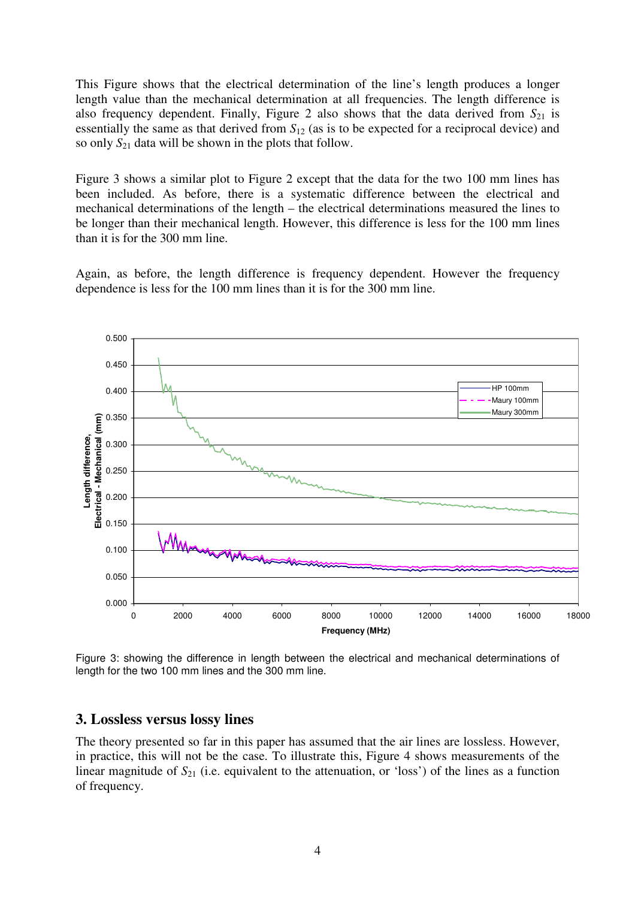This Figure shows that the electrical determination of the line's length produces a longer length value than the mechanical determination at all frequencies. The length difference is also frequency dependent. Finally, Figure 2 also shows that the data derived from $S_{21}$ is essentially the same as that derived from $S_{12}$ (as is to be expected for a reciprocal device) and so only $S_{21}$ data will be shown in the plots that follow.

Figure 3 shows a similar plot to Figure 2 except that the data for the two 100 mm lines has been included. As before, there is a systematic difference between the electrical and mechanical determinations of the length – the electrical determinations measured the lines to be longer than their mechanical length. However, this difference is less for the 100 mm lines than it is for the 300 mm line.

Again, as before, the length difference is frequency dependent. However the frequency dependence is less for the 100 mm lines than it is for the 300 mm line.

Figure 3: showing the difference in length between the electrical and mechanical determinations of length for the two 100 mm lines and the 300 mm line.

## 3. Lossless versus lossy lines

The theory presented so far in this paper has assumed that the air lines are lossless. However, in practice, this will not be the case. To illustrate this, Figure 4 shows measurements of the linear magnitude of $S_{21}$ (i.e. equivalent to the attenuation, or 'loss') of the lines as a function of frequency.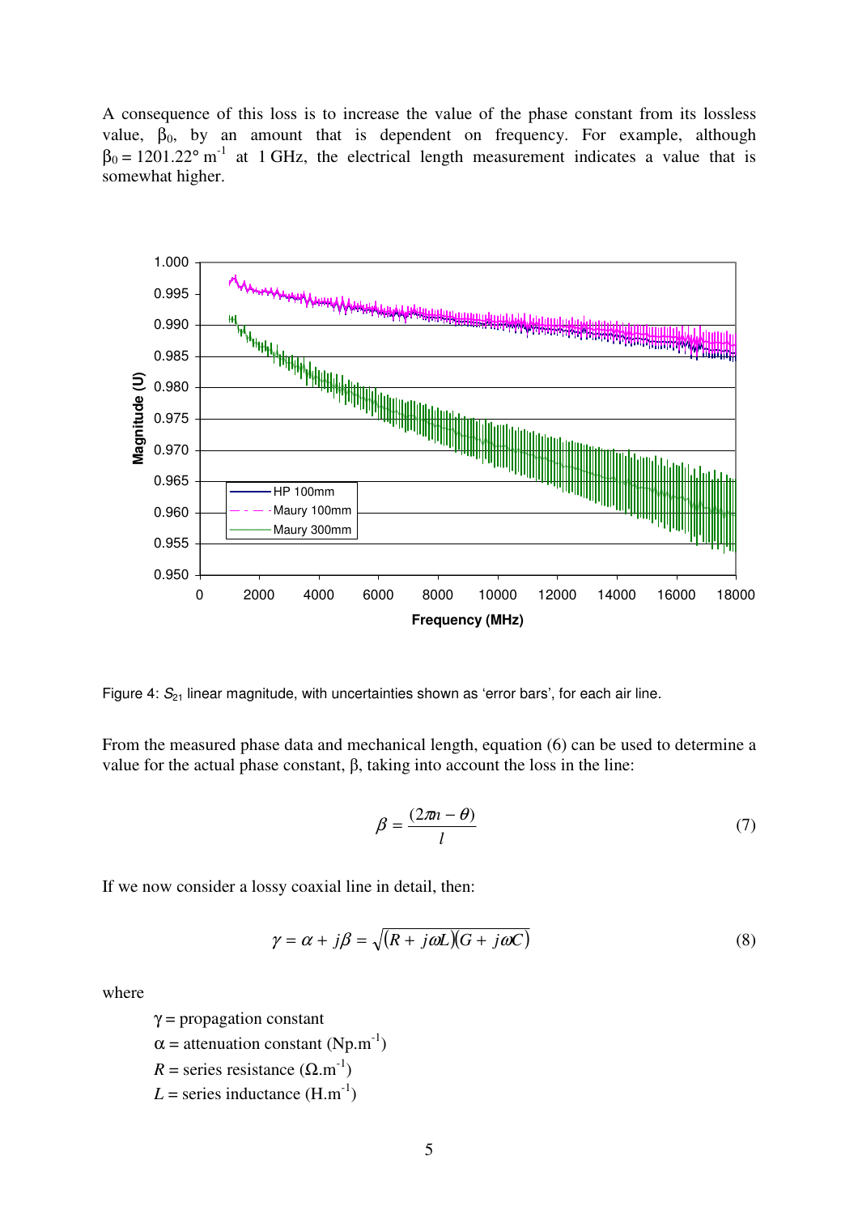A consequence of this loss is to increase the value of the phase constant from its lossless value, $\beta_0$, by an amount that is dependent on frequency. For example, although $\beta_0 = 1201.22° \text{ m}^{-1}$ at 1 GHz, the electrical length measurement indicates a value that is somewhat higher.

Figure 4: $S_{21}$ linear magnitude, with uncertainties shown as 'error bars', for each air line.

From the measured phase data and mechanical length, equation (6) can be used to determine a value for the actual phase constant, β, taking into account the loss in the line:

$$\beta = \frac{(2\pi n - \theta)}{l} \tag{7}$$

If we now consider a lossy coaxial line in detail, then:

$$\gamma = \alpha + j\beta = \sqrt{(R + j\omega L)(G + j\omega C)} \tag{8}$$

where

- $\gamma$ = propagation constant
- $\alpha$ = attenuation constant ($\text{Np.m}^{-1}$)
- $R$ = series resistance ($\Omega\text{.m}^{-1}$)
- $L$ = series inductance ($\text{H.m}^{-1}$)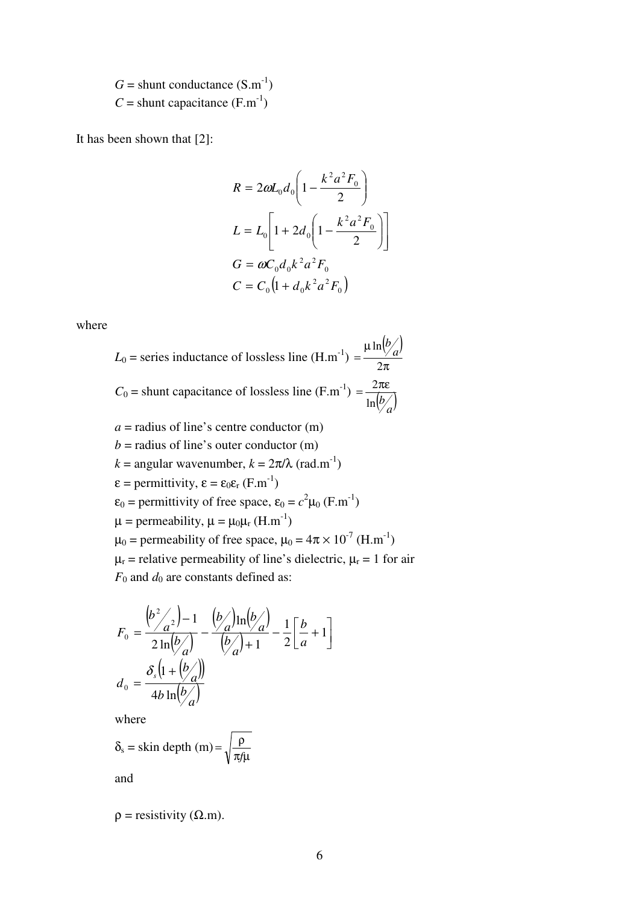$G$ = shunt conductance ($S.m^{-1}$)
$C$ = shunt capacitance ($F.m^{-1}$)

It has been shown that [2]:

$$R = 2\omega L_0 d_0 \left(1 - \frac{k^2 a^2 F_0}{2}\right)$$

$$L = L_0 \left[1 + 2d_0 \left(1 - \frac{k^2 a^2 F_0}{2}\right)\right]$$

$$G = \omega C_0 d_0 k^2 a^2 F_0$$

$$C = C_0 \left(1 + d_0 k^2 a^2 F_0\right)$$

where

$L_0$ = series inductance of lossless line ($H.m^{-1}$) $= \dfrac{\mu \ln\left(b/a\right)}{2\pi}$

$C_0$ = shunt capacitance of lossless line ($F.m^{-1}$) $= \dfrac{2\pi\varepsilon}{\ln\left(b/a\right)}$

$a$ = radius of line's centre conductor (m)

$b$ = radius of line's outer conductor (m)

$k$ = angular wavenumber, $k = 2\pi/\lambda$ ($rad.m^{-1}$)

$\varepsilon$ = permittivity, $\varepsilon = \varepsilon_0 \varepsilon_r$ ($F.m^{-1}$)

$\varepsilon_0$ = permittivity of free space, $\varepsilon_0 = c^2 \mu_0$ ($F.m^{-1}$)

$\mu$ = permeability, $\mu = \mu_0 \mu_r$ ($H.m^{-1}$)

$\mu_0$ = permeability of free space, $\mu_0 = 4\pi \times 10^{-7}$ ($H.m^{-1}$)

$\mu_r$ = relative permeability of line's dielectric, $\mu_r = 1$ for air

$F_0$ and $d_0$ are constants defined as:

$$F_0 = \frac{\left(b^2/a^2\right) - 1}{2\ln\left(b/a\right)} - \frac{\left(b/a\right)\ln\left(b/a\right)}{\left(b/a\right) + 1} - \frac{1}{2}\left[\frac{b}{a} + 1\right]$$

$$d_0 = \frac{\delta_s \left(1 + \left(b/a\right)\right)}{4b\ln\left(b/a\right)}$$

where

$\delta_s$ = skin depth (m) $= \sqrt{\dfrac{\rho}{\pi f \mu}}$

and

$\rho$ = resistivity ($\Omega.m$).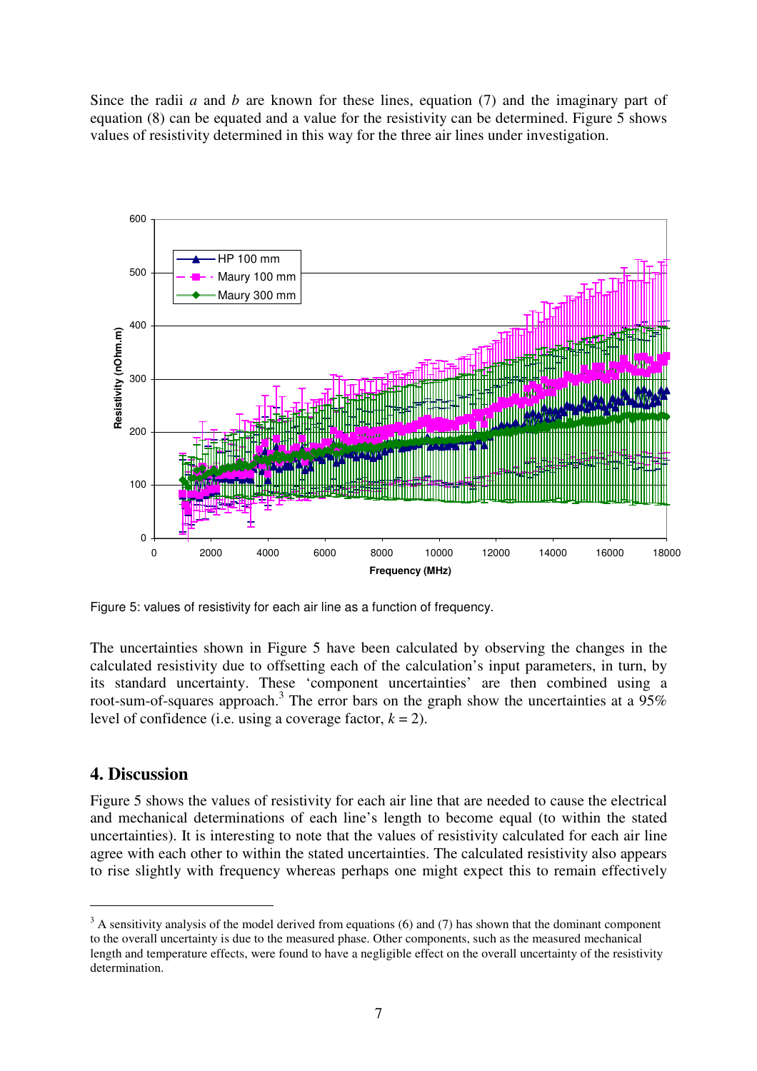Since the radii *a* and *b* are known for these lines, equation (7) and the imaginary part of equation (8) can be equated and a value for the resistivity can be determined. Figure 5 shows values of resistivity determined in this way for the three air lines under investigation.

Figure 5: values of resistivity for each air line as a function of frequency.

The uncertainties shown in Figure 5 have been calculated by observing the changes in the calculated resistivity due to offsetting each of the calculation's input parameters, in turn, by its standard uncertainty. These 'component uncertainties' are then combined using a root-sum-of-squares approach.[3] The error bars on the graph show the uncertainties at a 95% level of confidence (i.e. using a coverage factor, $k = 2$).

## 4. Discussion

Figure 5 shows the values of resistivity for each air line that are needed to cause the electrical and mechanical determinations of each line's length to become equal (to within the stated uncertainties). It is interesting to note that the values of resistivity calculated for each air line agree with each other to within the stated uncertainties. The calculated resistivity also appears to rise slightly with frequency whereas perhaps one might expect this to remain effectively

[3] A sensitivity analysis of the model derived from equations (6) and (7) has shown that the dominant component to the overall uncertainty is due to the measured phase. Other components, such as the measured mechanical length and temperature effects, were found to have a negligible effect on the overall uncertainty of the resistivity determination.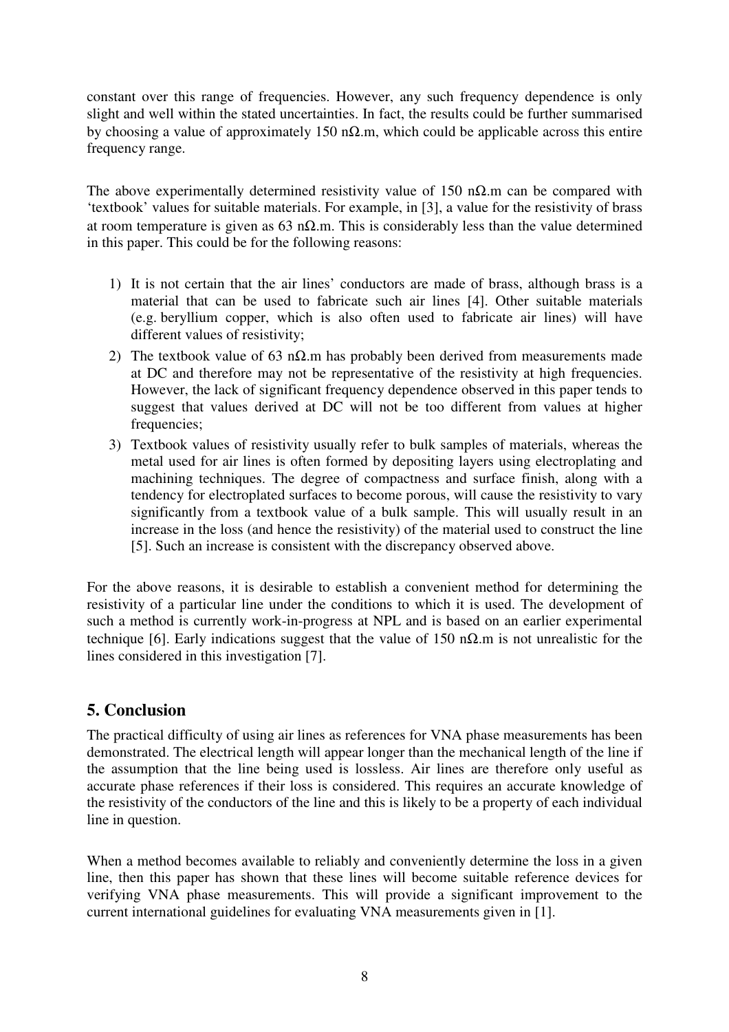constant over this range of frequencies. However, any such frequency dependence is only slight and well within the stated uncertainties. In fact, the results could be further summarised by choosing a value of approximately 150 nΩ.m, which could be applicable across this entire frequency range.

The above experimentally determined resistivity value of 150 nΩ.m can be compared with 'textbook' values for suitable materials. For example, in [3], a value for the resistivity of brass at room temperature is given as 63 nΩ.m. This is considerably less than the value determined in this paper. This could be for the following reasons:

1) It is not certain that the air lines' conductors are made of brass, although brass is a material that can be used to fabricate such air lines [4]. Other suitable materials (e.g. beryllium copper, which is also often used to fabricate air lines) will have different values of resistivity;
2) The textbook value of 63 nΩ.m has probably been derived from measurements made at DC and therefore may not be representative of the resistivity at high frequencies. However, the lack of significant frequency dependence observed in this paper tends to suggest that values derived at DC will not be too different from values at higher frequencies;
3) Textbook values of resistivity usually refer to bulk samples of materials, whereas the metal used for air lines is often formed by depositing layers using electroplating and machining techniques. The degree of compactness and surface finish, along with a tendency for electroplated surfaces to become porous, will cause the resistivity to vary significantly from a textbook value of a bulk sample. This will usually result in an increase in the loss (and hence the resistivity) of the material used to construct the line [5]. Such an increase is consistent with the discrepancy observed above.

For the above reasons, it is desirable to establish a convenient method for determining the resistivity of a particular line under the conditions to which it is used. The development of such a method is currently work-in-progress at NPL and is based on an earlier experimental technique [6]. Early indications suggest that the value of 150 nΩ.m is not unrealistic for the lines considered in this investigation [7].

## 5. Conclusion

The practical difficulty of using air lines as references for VNA phase measurements has been demonstrated. The electrical length will appear longer than the mechanical length of the line if the assumption that the line being used is lossless. Air lines are therefore only useful as accurate phase references if their loss is considered. This requires an accurate knowledge of the resistivity of the conductors of the line and this is likely to be a property of each individual line in question.

When a method becomes available to reliably and conveniently determine the loss in a given line, then this paper has shown that these lines will become suitable reference devices for verifying VNA phase measurements. This will provide a significant improvement to the current international guidelines for evaluating VNA measurements given in [1].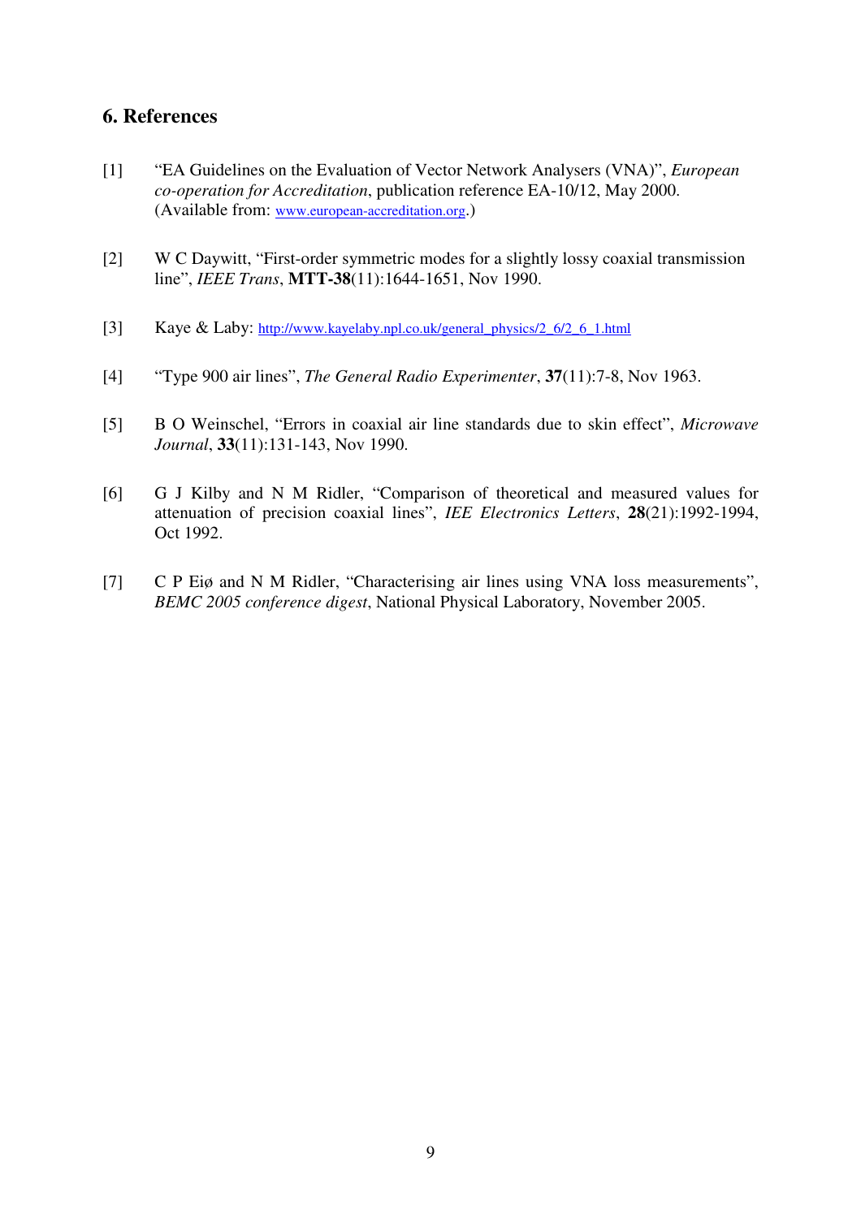## 6. References

[1] "EA Guidelines on the Evaluation of Vector Network Analysers (VNA)", *European co-operation for Accreditation*, publication reference EA-10/12, May 2000. (Available from: www.european-accreditation.org.)

[2] W C Daywitt, "First-order symmetric modes for a slightly lossy coaxial transmission line", *IEEE Trans*, **MTT-38**(11):1644-1651, Nov 1990.

[3] Kaye & Laby: http://www.kayelaby.npl.co.uk/general_physics/2_6/2_6_1.html

[4] "Type 900 air lines", *The General Radio Experimenter*, **37**(11):7-8, Nov 1963.

[5] B O Weinschel, "Errors in coaxial air line standards due to skin effect", *Microwave Journal*, **33**(11):131-143, Nov 1990.

[6] G J Kilby and N M Ridler, "Comparison of theoretical and measured values for attenuation of precision coaxial lines", *IEE Electronics Letters*, **28**(21):1992-1994, Oct 1992.

[7] C P Eiø and N M Ridler, "Characterising air lines using VNA loss measurements", *BEMC 2005 conference digest*, National Physical Laboratory, November 2005.